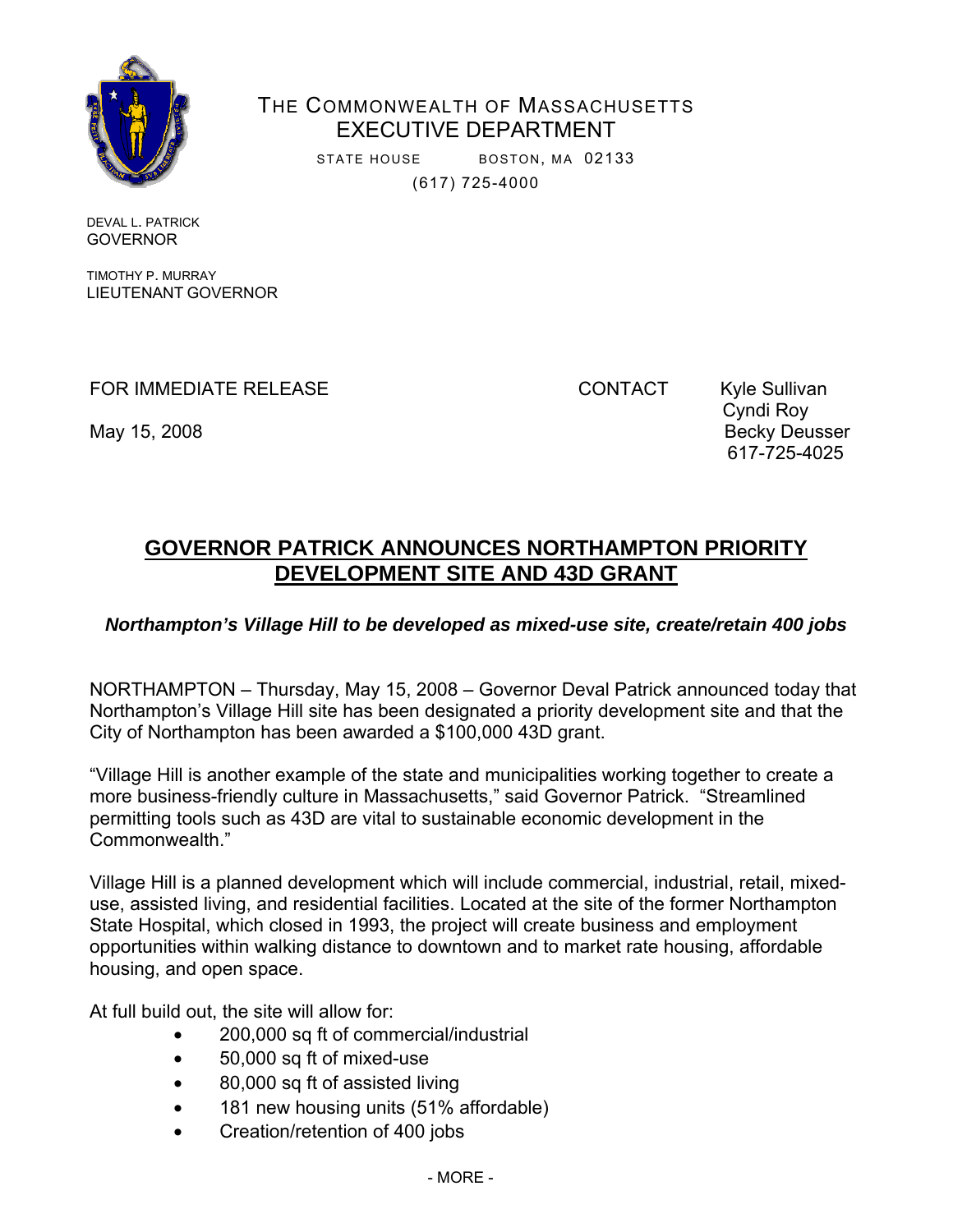THE COMMONWEALTH OF MASSACHUSETTS
EXECUTIVE DEPARTMENT

STATE HOUSE BOSTON, MA 02133
(617) 725-4000

DEVAL L. PATRICK
GOVERNOR

TIMOTHY P. MURRAY
LIEUTENANT GOVERNOR

FOR IMMEDIATE RELEASE

May 15, 2008

CONTACT Kyle Sullivan
Cyndi Roy
Becky Deusser
617-725-4025

# GOVERNOR PATRICK ANNOUNCES NORTHAMPTON PRIORITY DEVELOPMENT SITE AND 43D GRANT

***Northampton's Village Hill to be developed as mixed-use site, create/retain 400 jobs***

NORTHAMPTON – Thursday, May 15, 2008 – Governor Deval Patrick announced today that Northampton's Village Hill site has been designated a priority development site and that the City of Northampton has been awarded a $100,000 43D grant.

"Village Hill is another example of the state and municipalities working together to create a more business-friendly culture in Massachusetts," said Governor Patrick. "Streamlined permitting tools such as 43D are vital to sustainable economic development in the Commonwealth."

Village Hill is a planned development which will include commercial, industrial, retail, mixed-use, assisted living, and residential facilities. Located at the site of the former Northampton State Hospital, which closed in 1993, the project will create business and employment opportunities within walking distance to downtown and to market rate housing, affordable housing, and open space.

At full build out, the site will allow for:

- 200,000 sq ft of commercial/industrial
- 50,000 sq ft of mixed-use
- 80,000 sq ft of assisted living
- 181 new housing units (51% affordable)
- Creation/retention of 400 jobs

- MORE -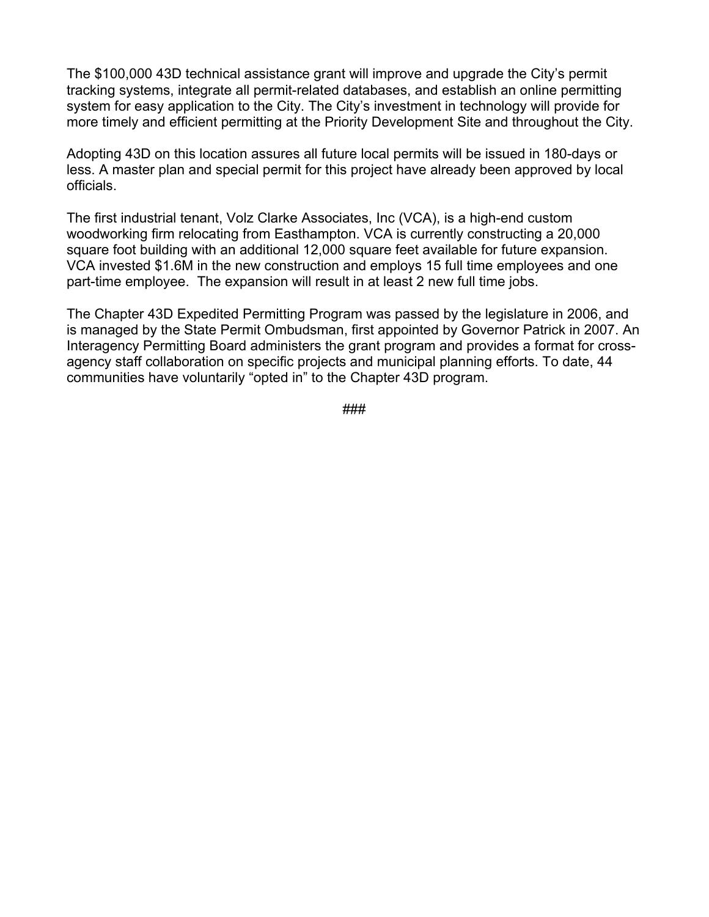The $100,000 43D technical assistance grant will improve and upgrade the City's permit tracking systems, integrate all permit-related databases, and establish an online permitting system for easy application to the City. The City's investment in technology will provide for more timely and efficient permitting at the Priority Development Site and throughout the City.

Adopting 43D on this location assures all future local permits will be issued in 180-days or less. A master plan and special permit for this project have already been approved by local officials.

The first industrial tenant, Volz Clarke Associates, Inc (VCA), is a high-end custom woodworking firm relocating from Easthampton. VCA is currently constructing a 20,000 square foot building with an additional 12,000 square feet available for future expansion. VCA invested $1.6M in the new construction and employs 15 full time employees and one part-time employee. The expansion will result in at least 2 new full time jobs.

The Chapter 43D Expedited Permitting Program was passed by the legislature in 2006, and is managed by the State Permit Ombudsman, first appointed by Governor Patrick in 2007. An Interagency Permitting Board administers the grant program and provides a format for cross-agency staff collaboration on specific projects and municipal planning efforts. To date, 44 communities have voluntarily "opted in" to the Chapter 43D program.

###